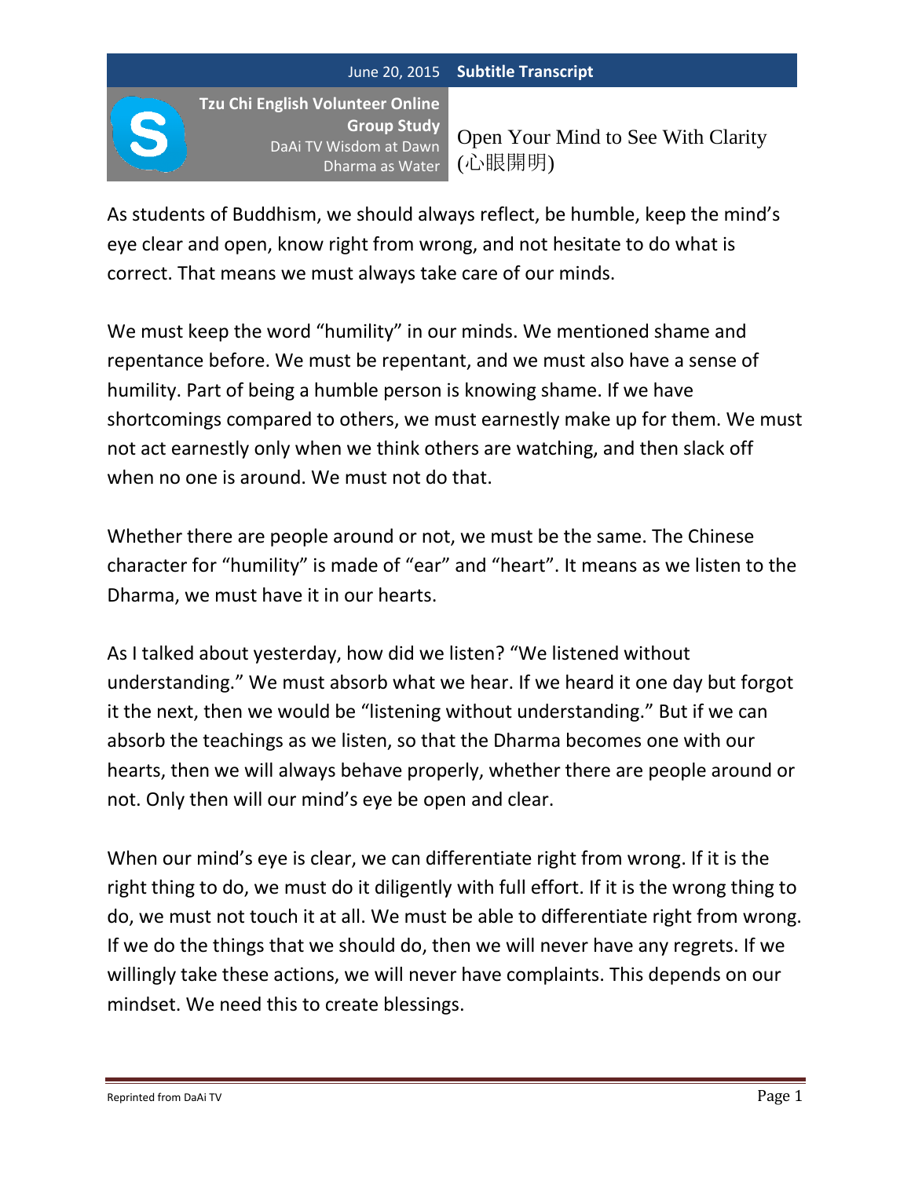June 20, 2015 **Subtitle Transcript**

**Tzu Chi English Volunteer Online Group Study**
DaAi TV Wisdom at Dawn
Dharma as Water

# Open Your Mind to See With Clarity (心眼開明)

As students of Buddhism, we should always reflect, be humble, keep the mind's eye clear and open, know right from wrong, and not hesitate to do what is correct. That means we must always take care of our minds.

We must keep the word "humility" in our minds. We mentioned shame and repentance before. We must be repentant, and we must also have a sense of humility. Part of being a humble person is knowing shame. If we have shortcomings compared to others, we must earnestly make up for them. We must not act earnestly only when we think others are watching, and then slack off when no one is around. We must not do that.

Whether there are people around or not, we must be the same. The Chinese character for "humility" is made of "ear" and "heart". It means as we listen to the Dharma, we must have it in our hearts.

As I talked about yesterday, how did we listen? "We listened without understanding." We must absorb what we hear. If we heard it one day but forgot it the next, then we would be "listening without understanding." But if we can absorb the teachings as we listen, so that the Dharma becomes one with our hearts, then we will always behave properly, whether there are people around or not. Only then will our mind's eye be open and clear.

When our mind's eye is clear, we can differentiate right from wrong. If it is the right thing to do, we must do it diligently with full effort. If it is the wrong thing to do, we must not touch it at all. We must be able to differentiate right from wrong. If we do the things that we should do, then we will never have any regrets. If we willingly take these actions, we will never have complaints. This depends on our mindset. We need this to create blessings.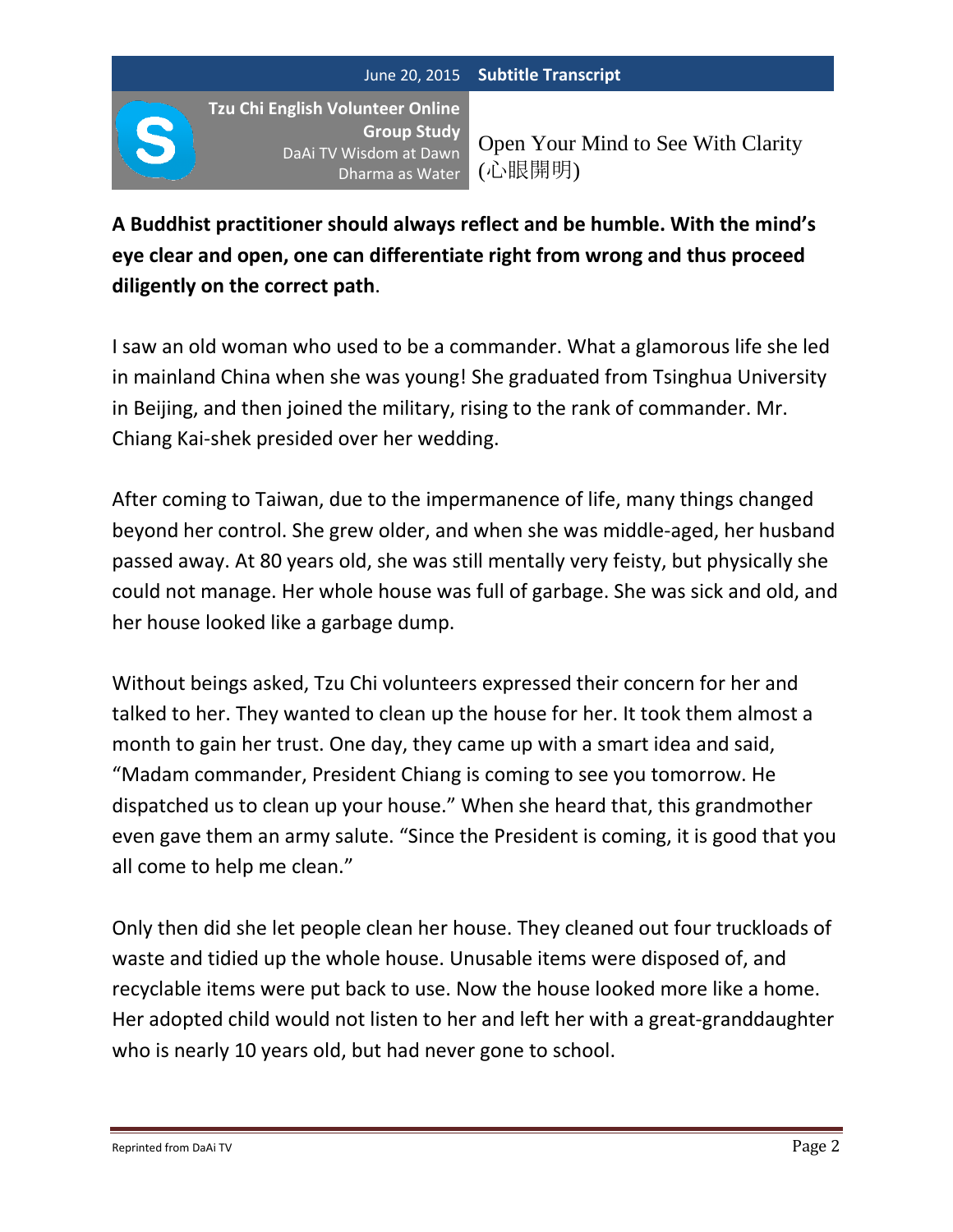**A Buddhist practitioner should always reflect and be humble. With the mind's eye clear and open, one can differentiate right from wrong and thus proceed diligently on the correct path**.

I saw an old woman who used to be a commander. What a glamorous life she led in mainland China when she was young! She graduated from Tsinghua University in Beijing, and then joined the military, rising to the rank of commander. Mr. Chiang Kai-shek presided over her wedding.

After coming to Taiwan, due to the impermanence of life, many things changed beyond her control. She grew older, and when she was middle-aged, her husband passed away. At 80 years old, she was still mentally very feisty, but physically she could not manage. Her whole house was full of garbage. She was sick and old, and her house looked like a garbage dump.

Without beings asked, Tzu Chi volunteers expressed their concern for her and talked to her. They wanted to clean up the house for her. It took them almost a month to gain her trust. One day, they came up with a smart idea and said, "Madam commander, President Chiang is coming to see you tomorrow. He dispatched us to clean up your house." When she heard that, this grandmother even gave them an army salute. "Since the President is coming, it is good that you all come to help me clean."

Only then did she let people clean her house. They cleaned out four truckloads of waste and tidied up the whole house. Unusable items were disposed of, and recyclable items were put back to use. Now the house looked more like a home. Her adopted child would not listen to her and left her with a great-granddaughter who is nearly 10 years old, but had never gone to school.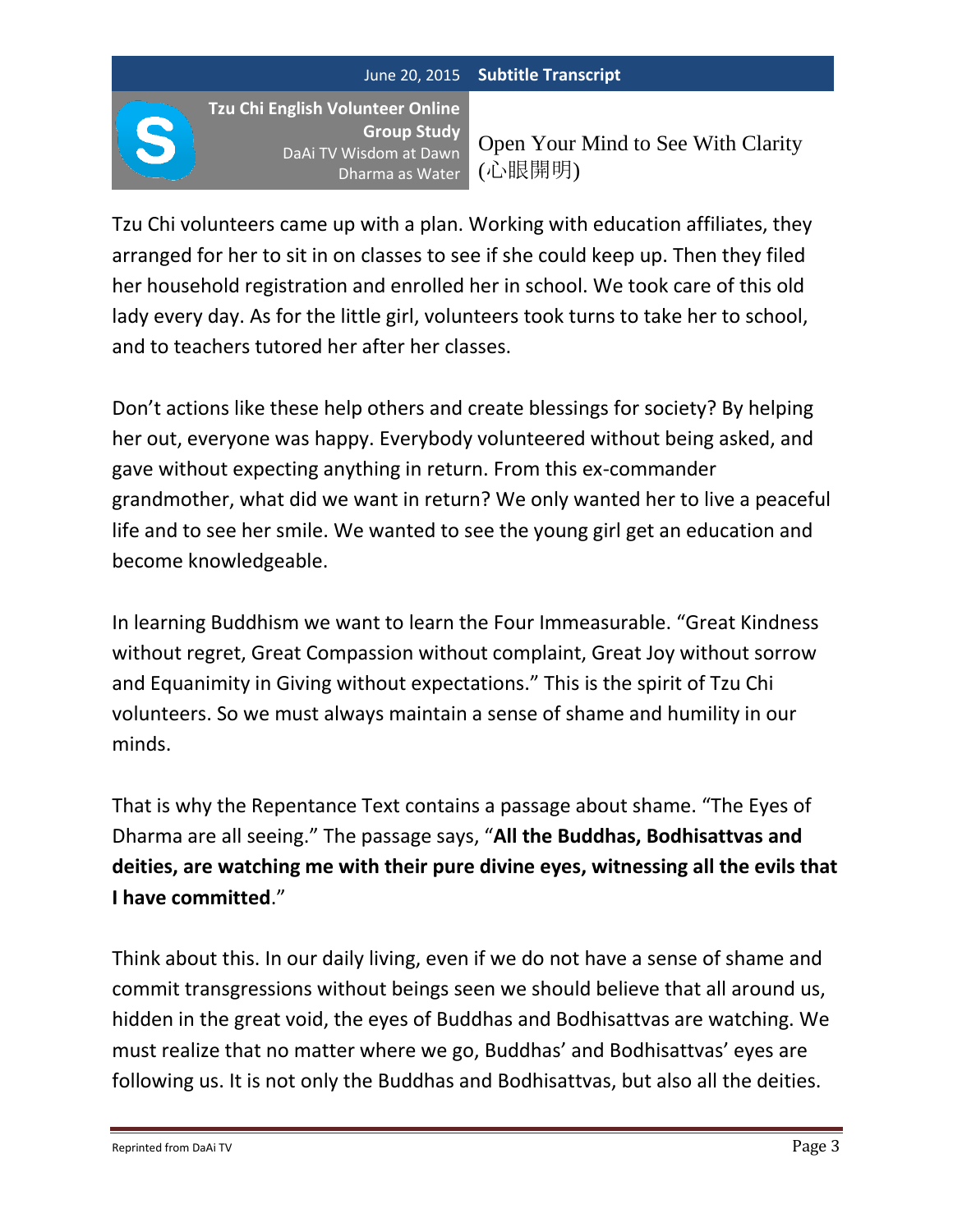Tzu Chi volunteers came up with a plan. Working with education affiliates, they arranged for her to sit in on classes to see if she could keep up. Then they filed her household registration and enrolled her in school. We took care of this old lady every day. As for the little girl, volunteers took turns to take her to school, and to teachers tutored her after her classes.

Don't actions like these help others and create blessings for society? By helping her out, everyone was happy. Everybody volunteered without being asked, and gave without expecting anything in return. From this ex-commander grandmother, what did we want in return? We only wanted her to live a peaceful life and to see her smile. We wanted to see the young girl get an education and become knowledgeable.

In learning Buddhism we want to learn the Four Immeasurable. "Great Kindness without regret, Great Compassion without complaint, Great Joy without sorrow and Equanimity in Giving without expectations." This is the spirit of Tzu Chi volunteers. So we must always maintain a sense of shame and humility in our minds.

That is why the Repentance Text contains a passage about shame. "The Eyes of Dharma are all seeing." The passage says, "**All the Buddhas, Bodhisattvas and deities, are watching me with their pure divine eyes, witnessing all the evils that I have committed**."

Think about this. In our daily living, even if we do not have a sense of shame and commit transgressions without beings seen we should believe that all around us, hidden in the great void, the eyes of Buddhas and Bodhisattvas are watching. We must realize that no matter where we go, Buddhas' and Bodhisattvas' eyes are following us. It is not only the Buddhas and Bodhisattvas, but also all the deities.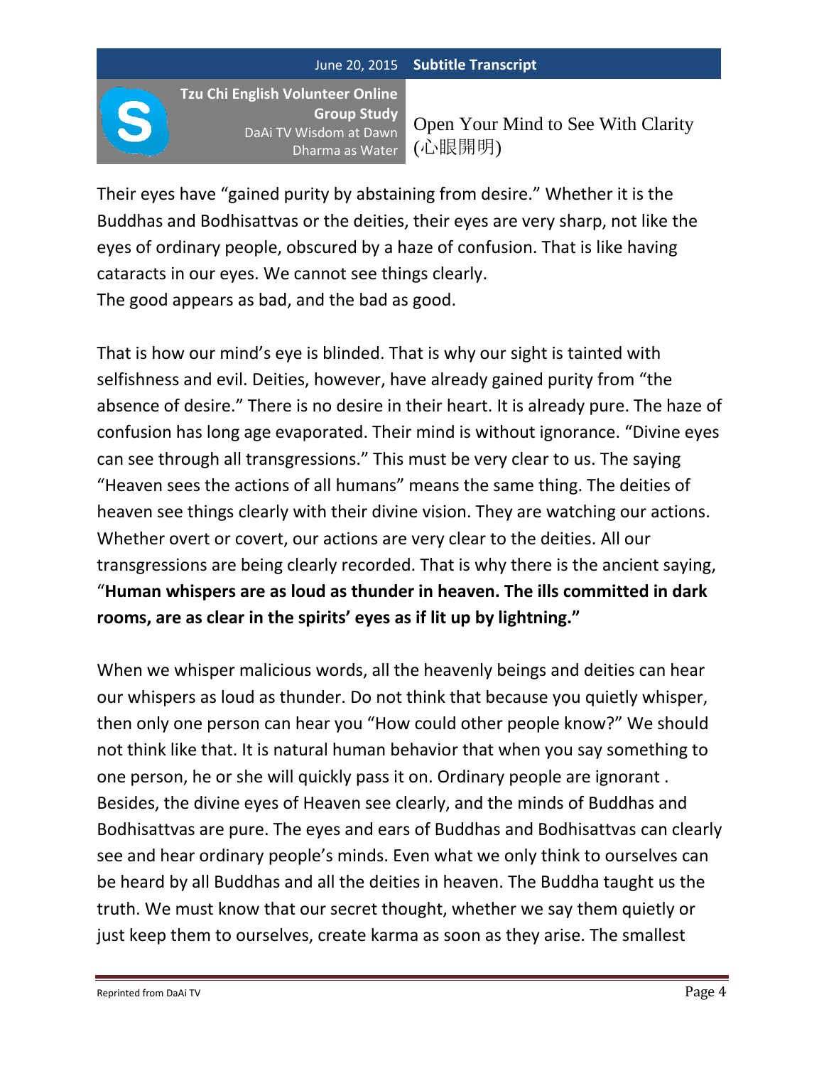Their eyes have "gained purity by abstaining from desire." Whether it is the Buddhas and Bodhisattvas or the deities, their eyes are very sharp, not like the eyes of ordinary people, obscured by a haze of confusion. That is like having cataracts in our eyes. We cannot see things clearly.
The good appears as bad, and the bad as good.

That is how our mind's eye is blinded. That is why our sight is tainted with selfishness and evil. Deities, however, have already gained purity from "the absence of desire." There is no desire in their heart. It is already pure. The haze of confusion has long age evaporated. Their mind is without ignorance. "Divine eyes can see through all transgressions." This must be very clear to us. The saying "Heaven sees the actions of all humans" means the same thing. The deities of heaven see things clearly with their divine vision. They are watching our actions. Whether overt or covert, our actions are very clear to the deities. All our transgressions are being clearly recorded. That is why there is the ancient saying, "**Human whispers are as loud as thunder in heaven. The ills committed in dark rooms, are as clear in the spirits' eyes as if lit up by lightning."**

When we whisper malicious words, all the heavenly beings and deities can hear our whispers as loud as thunder. Do not think that because you quietly whisper, then only one person can hear you "How could other people know?" We should not think like that. It is natural human behavior that when you say something to one person, he or she will quickly pass it on. Ordinary people are ignorant . Besides, the divine eyes of Heaven see clearly, and the minds of Buddhas and Bodhisattvas are pure. The eyes and ears of Buddhas and Bodhisattvas can clearly see and hear ordinary people's minds. Even what we only think to ourselves can be heard by all Buddhas and all the deities in heaven. The Buddha taught us the truth. We must know that our secret thought, whether we say them quietly or just keep them to ourselves, create karma as soon as they arise. The smallest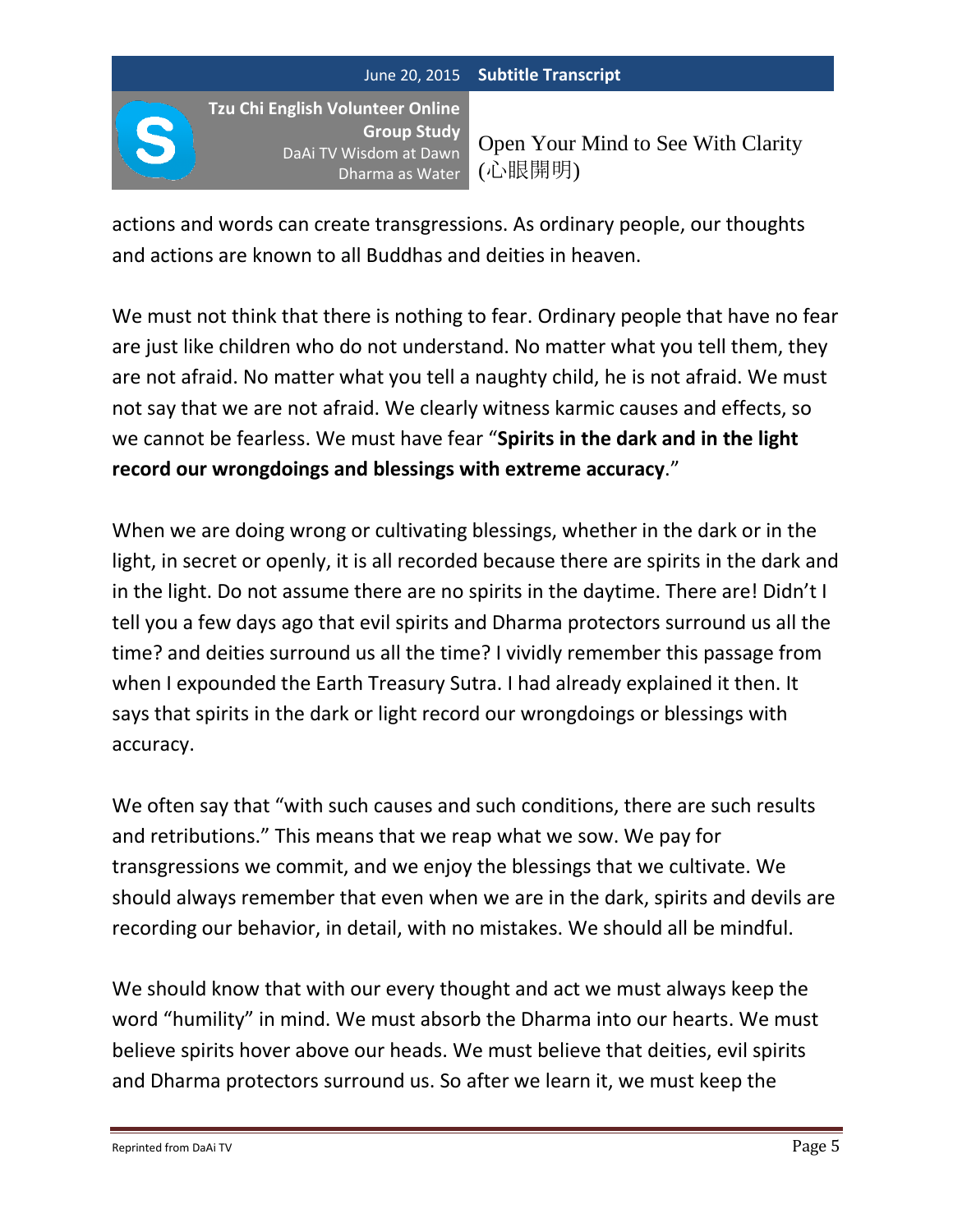actions and words can create transgressions. As ordinary people, our thoughts and actions are known to all Buddhas and deities in heaven.

We must not think that there is nothing to fear. Ordinary people that have no fear are just like children who do not understand. No matter what you tell them, they are not afraid. No matter what you tell a naughty child, he is not afraid. We must not say that we are not afraid. We clearly witness karmic causes and effects, so we cannot be fearless. We must have fear "**Spirits in the dark and in the light record our wrongdoings and blessings with extreme accuracy**."

When we are doing wrong or cultivating blessings, whether in the dark or in the light, in secret or openly, it is all recorded because there are spirits in the dark and in the light. Do not assume there are no spirits in the daytime. There are! Didn't I tell you a few days ago that evil spirits and Dharma protectors surround us all the time? and deities surround us all the time? I vividly remember this passage from when I expounded the Earth Treasury Sutra. I had already explained it then. It says that spirits in the dark or light record our wrongdoings or blessings with accuracy.

We often say that "with such causes and such conditions, there are such results and retributions." This means that we reap what we sow. We pay for transgressions we commit, and we enjoy the blessings that we cultivate. We should always remember that even when we are in the dark, spirits and devils are recording our behavior, in detail, with no mistakes. We should all be mindful.

We should know that with our every thought and act we must always keep the word "humility" in mind. We must absorb the Dharma into our hearts. We must believe spirits hover above our heads. We must believe that deities, evil spirits and Dharma protectors surround us. So after we learn it, we must keep the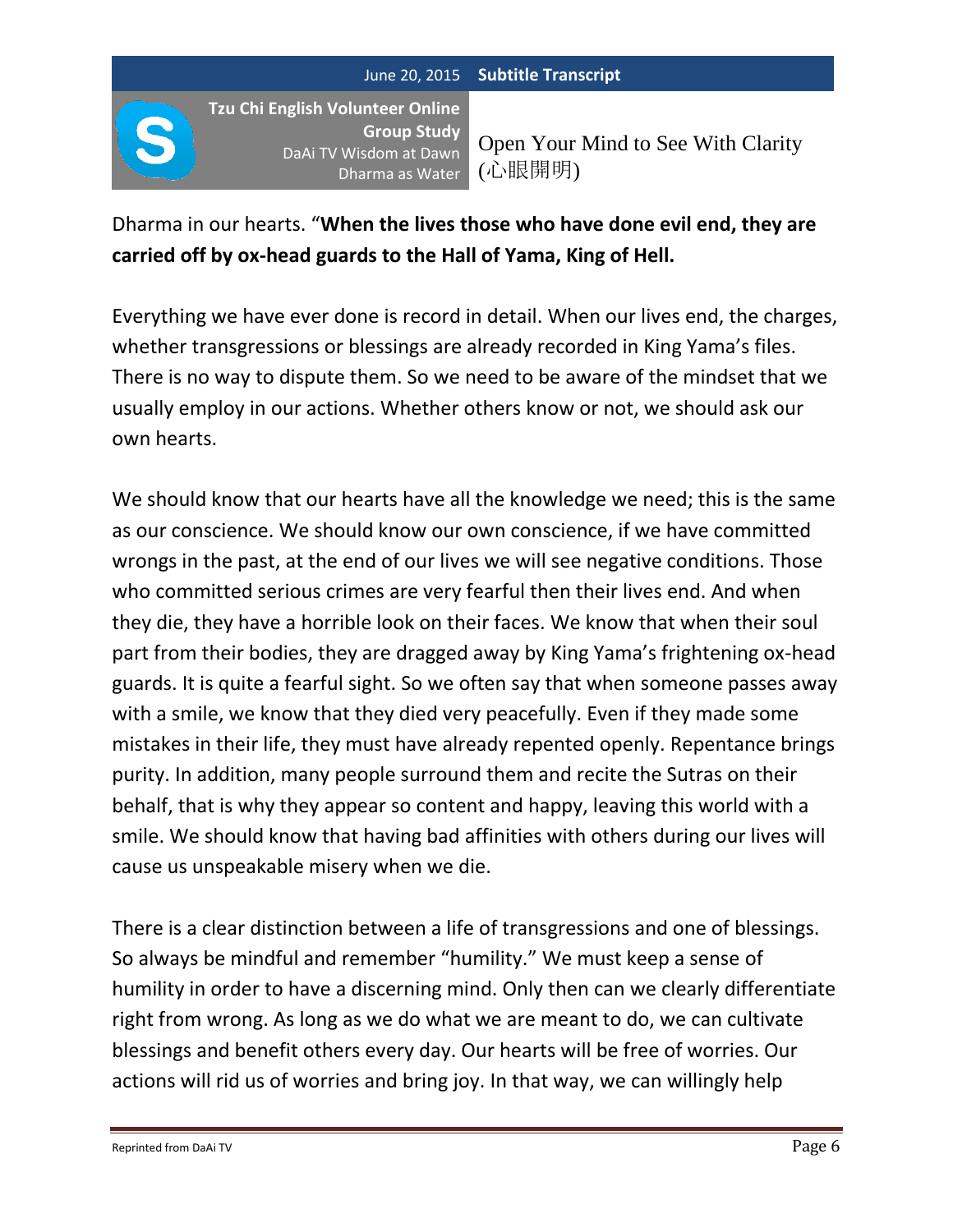Dharma in our hearts. "**When the lives those who have done evil end, they are carried off by ox-head guards to the Hall of Yama, King of Hell.**

Everything we have ever done is record in detail. When our lives end, the charges, whether transgressions or blessings are already recorded in King Yama's files. There is no way to dispute them. So we need to be aware of the mindset that we usually employ in our actions. Whether others know or not, we should ask our own hearts.

We should know that our hearts have all the knowledge we need; this is the same as our conscience. We should know our own conscience, if we have committed wrongs in the past, at the end of our lives we will see negative conditions. Those who committed serious crimes are very fearful then their lives end. And when they die, they have a horrible look on their faces. We know that when their soul part from their bodies, they are dragged away by King Yama's frightening ox-head guards. It is quite a fearful sight. So we often say that when someone passes away with a smile, we know that they died very peacefully. Even if they made some mistakes in their life, they must have already repented openly. Repentance brings purity. In addition, many people surround them and recite the Sutras on their behalf, that is why they appear so content and happy, leaving this world with a smile. We should know that having bad affinities with others during our lives will cause us unspeakable misery when we die.

There is a clear distinction between a life of transgressions and one of blessings. So always be mindful and remember "humility." We must keep a sense of humility in order to have a discerning mind. Only then can we clearly differentiate right from wrong. As long as we do what we are meant to do, we can cultivate blessings and benefit others every day. Our hearts will be free of worries. Our actions will rid us of worries and bring joy. In that way, we can willingly help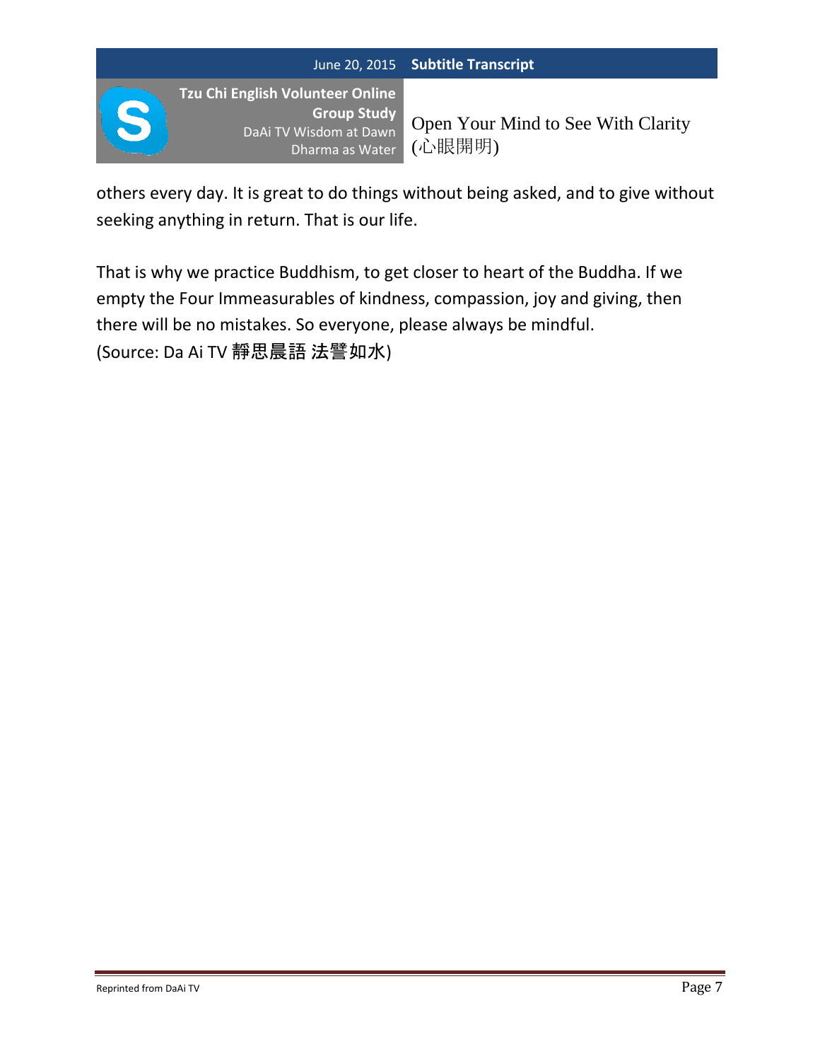others every day. It is great to do things without being asked, and to give without seeking anything in return. That is our life.

That is why we practice Buddhism, to get closer to heart of the Buddha. If we empty the Four Immeasurables of kindness, compassion, joy and giving, then there will be no mistakes. So everyone, please always be mindful.
(Source: Da Ai TV 靜思晨語 法譬如水)